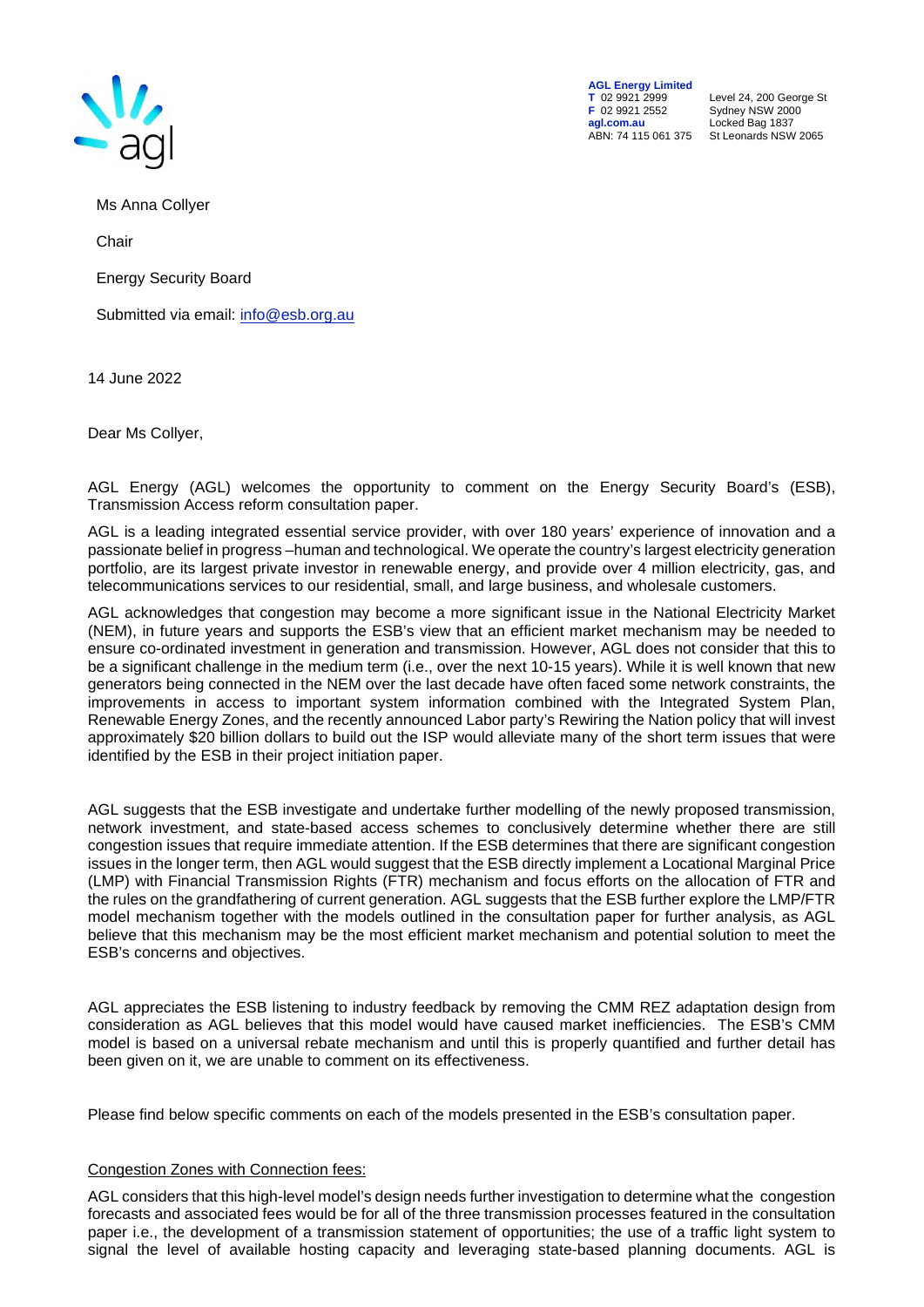**AGL Energy Limited**
**T** 02 9921 2999
**F** 02 9921 2552
**agl.com.au**
ABN: 74 115 061 375

Level 24, 200 George St
Sydney NSW 2000
Locked Bag 1837
St Leonards NSW 2065

Ms Anna Collyer

Chair

Energy Security Board

Submitted via email: info@esb.org.au

14 June 2022

Dear Ms Collyer,

AGL Energy (AGL) welcomes the opportunity to comment on the Energy Security Board's (ESB), Transmission Access reform consultation paper.

AGL is a leading integrated essential service provider, with over 180 years' experience of innovation and a passionate belief in progress –human and technological. We operate the country's largest electricity generation portfolio, are its largest private investor in renewable energy, and provide over 4 million electricity, gas, and telecommunications services to our residential, small, and large business, and wholesale customers.

AGL acknowledges that congestion may become a more significant issue in the National Electricity Market (NEM), in future years and supports the ESB's view that an efficient market mechanism may be needed to ensure co-ordinated investment in generation and transmission. However, AGL does not consider that this to be a significant challenge in the medium term (i.e., over the next 10-15 years). While it is well known that new generators being connected in the NEM over the last decade have often faced some network constraints, the improvements in access to important system information combined with the Integrated System Plan, Renewable Energy Zones, and the recently announced Labor party's Rewiring the Nation policy that will invest approximately $20 billion dollars to build out the ISP would alleviate many of the short term issues that were identified by the ESB in their project initiation paper.

AGL suggests that the ESB investigate and undertake further modelling of the newly proposed transmission, network investment, and state-based access schemes to conclusively determine whether there are still congestion issues that require immediate attention. If the ESB determines that there are significant congestion issues in the longer term, then AGL would suggest that the ESB directly implement a Locational Marginal Price (LMP) with Financial Transmission Rights (FTR) mechanism and focus efforts on the allocation of FTR and the rules on the grandfathering of current generation. AGL suggests that the ESB further explore the LMP/FTR model mechanism together with the models outlined in the consultation paper for further analysis, as AGL believe that this mechanism may be the most efficient market mechanism and potential solution to meet the ESB's concerns and objectives.

AGL appreciates the ESB listening to industry feedback by removing the CMM REZ adaptation design from consideration as AGL believes that this model would have caused market inefficiencies. The ESB's CMM model is based on a universal rebate mechanism and until this is properly quantified and further detail has been given on it, we are unable to comment on its effectiveness.

Please find below specific comments on each of the models presented in the ESB's consultation paper.

Congestion Zones with Connection fees:

AGL considers that this high-level model's design needs further investigation to determine what the congestion forecasts and associated fees would be for all of the three transmission processes featured in the consultation paper i.e., the development of a transmission statement of opportunities; the use of a traffic light system to signal the level of available hosting capacity and leveraging state-based planning documents. AGL is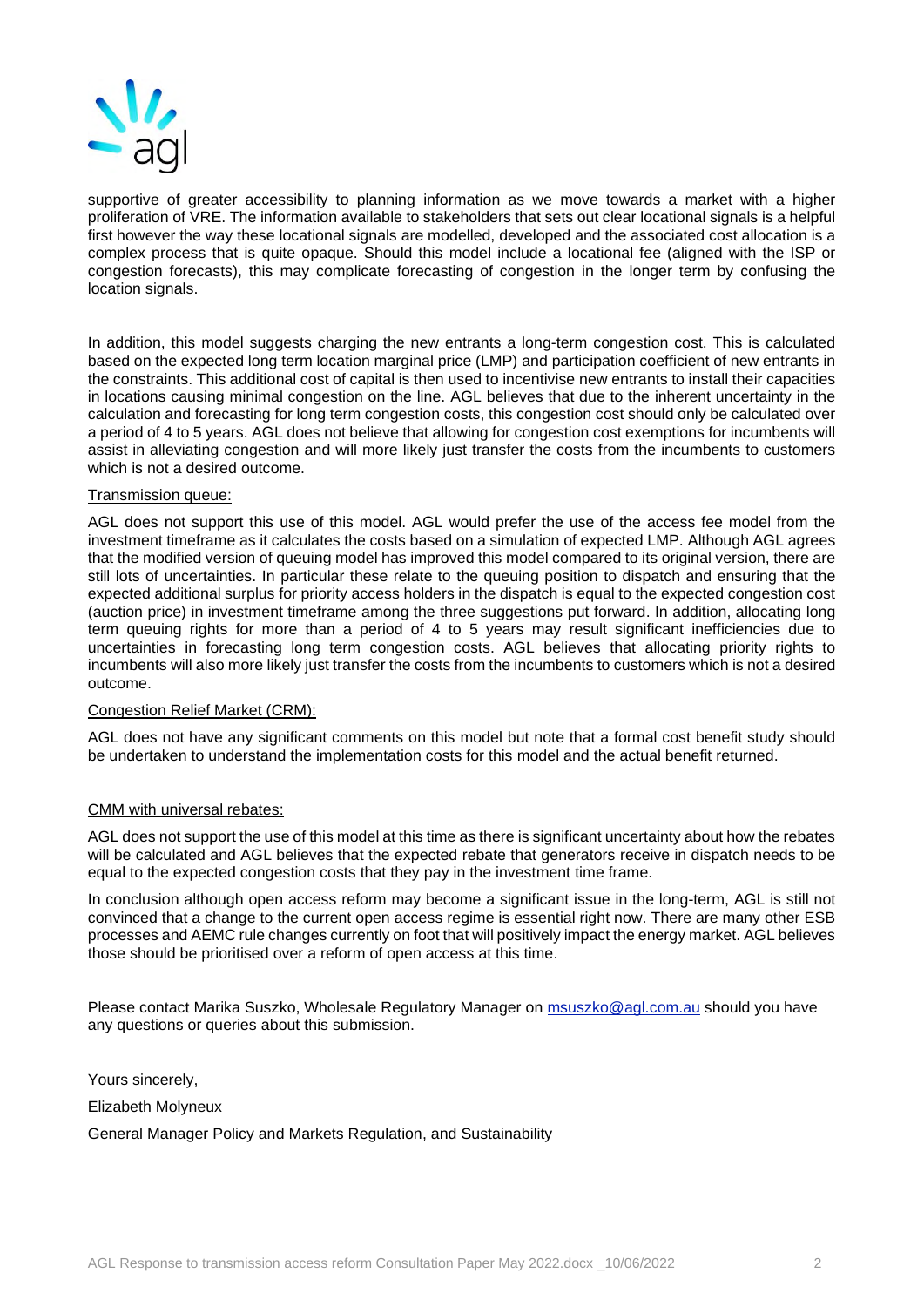supportive of greater accessibility to planning information as we move towards a market with a higher proliferation of VRE. The information available to stakeholders that sets out clear locational signals is a helpful first however the way these locational signals are modelled, developed and the associated cost allocation is a complex process that is quite opaque. Should this model include a locational fee (aligned with the ISP or congestion forecasts), this may complicate forecasting of congestion in the longer term by confusing the location signals.

In addition, this model suggests charging the new entrants a long-term congestion cost. This is calculated based on the expected long term location marginal price (LMP) and participation coefficient of new entrants in the constraints. This additional cost of capital is then used to incentivise new entrants to install their capacities in locations causing minimal congestion on the line. AGL believes that due to the inherent uncertainty in the calculation and forecasting for long term congestion costs, this congestion cost should only be calculated over a period of 4 to 5 years. AGL does not believe that allowing for congestion cost exemptions for incumbents will assist in alleviating congestion and will more likely just transfer the costs from the incumbents to customers which is not a desired outcome.

<u>Transmission queue:</u>

AGL does not support this use of this model. AGL would prefer the use of the access fee model from the investment timeframe as it calculates the costs based on a simulation of expected LMP. Although AGL agrees that the modified version of queuing model has improved this model compared to its original version, there are still lots of uncertainties. In particular these relate to the queuing position to dispatch and ensuring that the expected additional surplus for priority access holders in the dispatch is equal to the expected congestion cost (auction price) in investment timeframe among the three suggestions put forward. In addition, allocating long term queuing rights for more than a period of 4 to 5 years may result significant inefficiencies due to uncertainties in forecasting long term congestion costs. AGL believes that allocating priority rights to incumbents will also more likely just transfer the costs from the incumbents to customers which is not a desired outcome.

<u>Congestion Relief Market (CRM):</u>

AGL does not have any significant comments on this model but note that a formal cost benefit study should be undertaken to understand the implementation costs for this model and the actual benefit returned.

<u>CMM with universal rebates:</u>

AGL does not support the use of this model at this time as there is significant uncertainty about how the rebates will be calculated and AGL believes that the expected rebate that generators receive in dispatch needs to be equal to the expected congestion costs that they pay in the investment time frame.

In conclusion although open access reform may become a significant issue in the long-term, AGL is still not convinced that a change to the current open access regime is essential right now. There are many other ESB processes and AEMC rule changes currently on foot that will positively impact the energy market. AGL believes those should be prioritised over a reform of open access at this time.

Please contact Marika Suszko, Wholesale Regulatory Manager on [msuszko@agl.com.au](mailto:msuszko@agl.com.au) should you have any questions or queries about this submission.

Yours sincerely,

Elizabeth Molyneux

General Manager Policy and Markets Regulation, and Sustainability